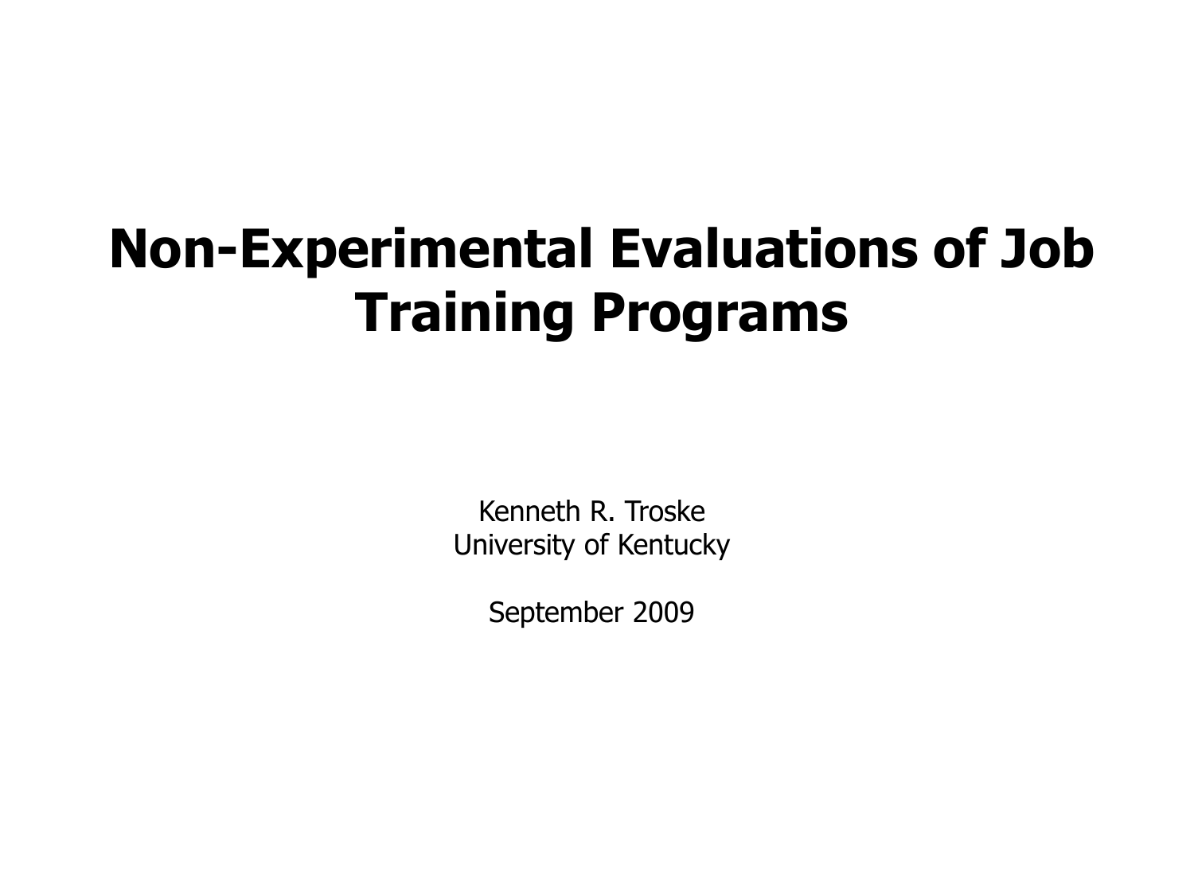# Non-Experimental Evaluations of Job Training Programs

Kenneth R. Troske
University of Kentucky

September 2009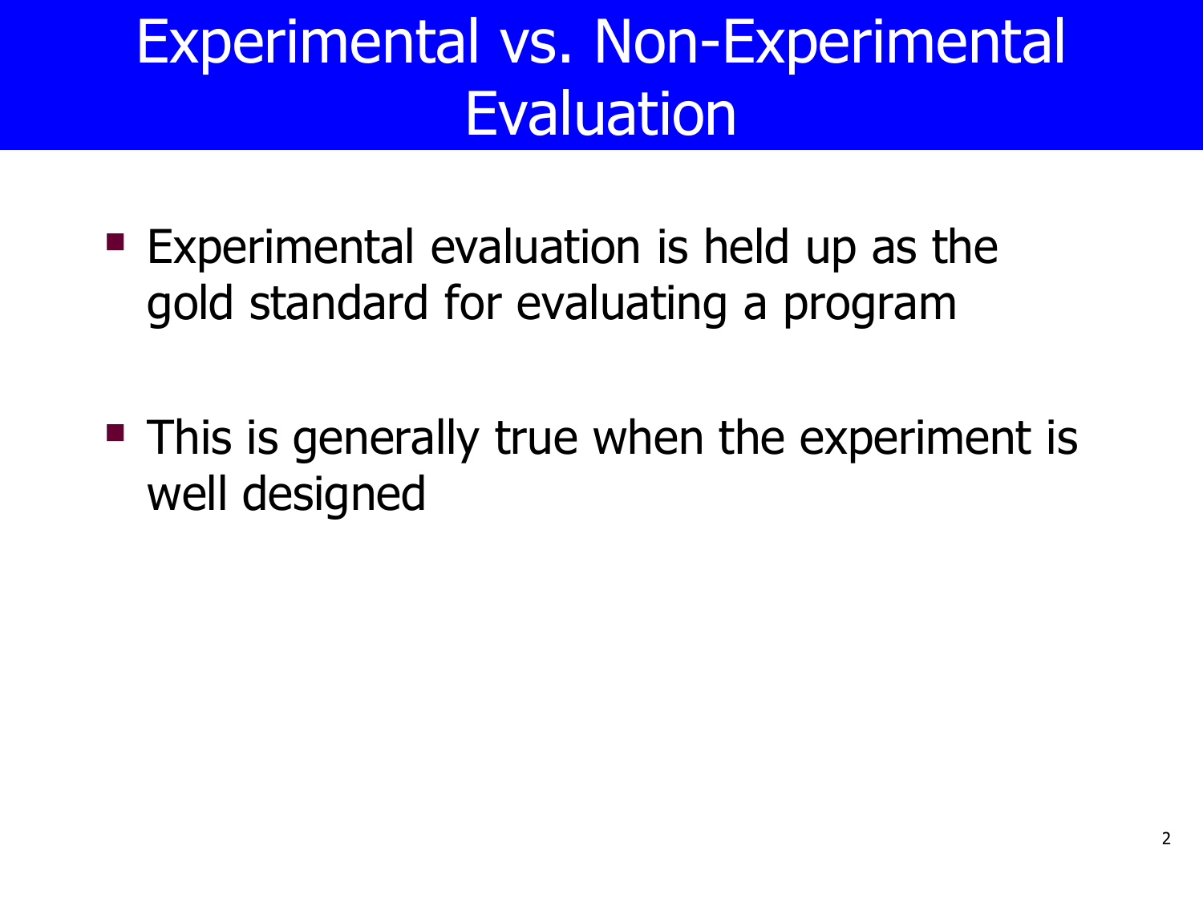# Experimental vs. Non-Experimental Evaluation

- Experimental evaluation is held up as the gold standard for evaluating a program

- This is generally true when the experiment is well designed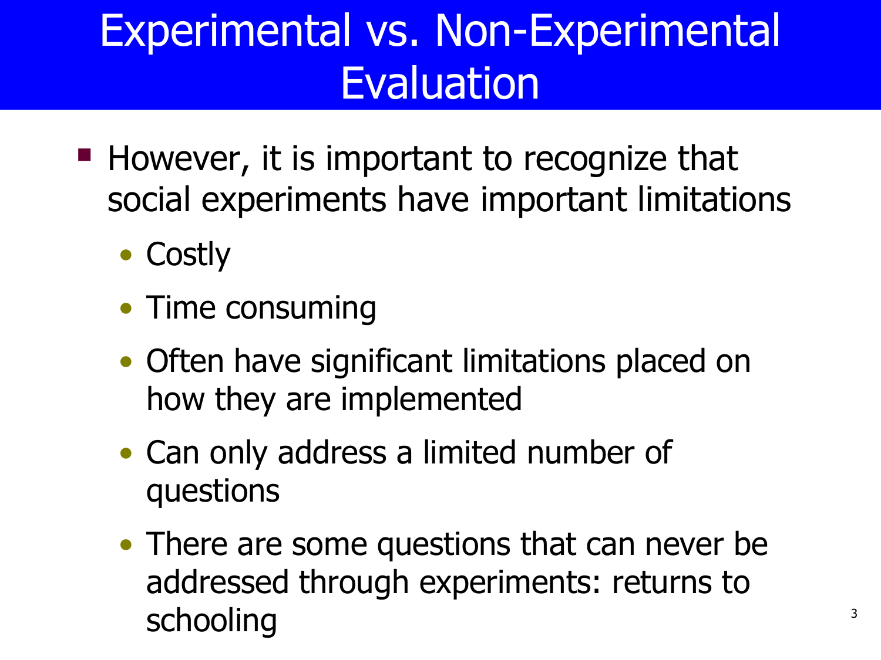# Experimental vs. Non-Experimental Evaluation

- However, it is important to recognize that social experiments have important limitations
  - Costly
  - Time consuming
  - Often have significant limitations placed on how they are implemented
  - Can only address a limited number of questions
  - There are some questions that can never be addressed through experiments: returns to schooling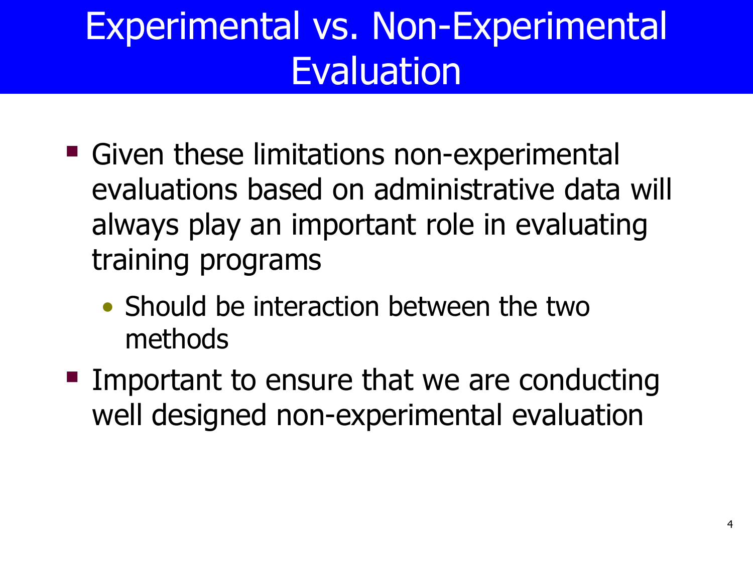# Experimental vs. Non-Experimental Evaluation

- Given these limitations non-experimental evaluations based on administrative data will always play an important role in evaluating training programs
  - Should be interaction between the two methods
- Important to ensure that we are conducting well designed non-experimental evaluation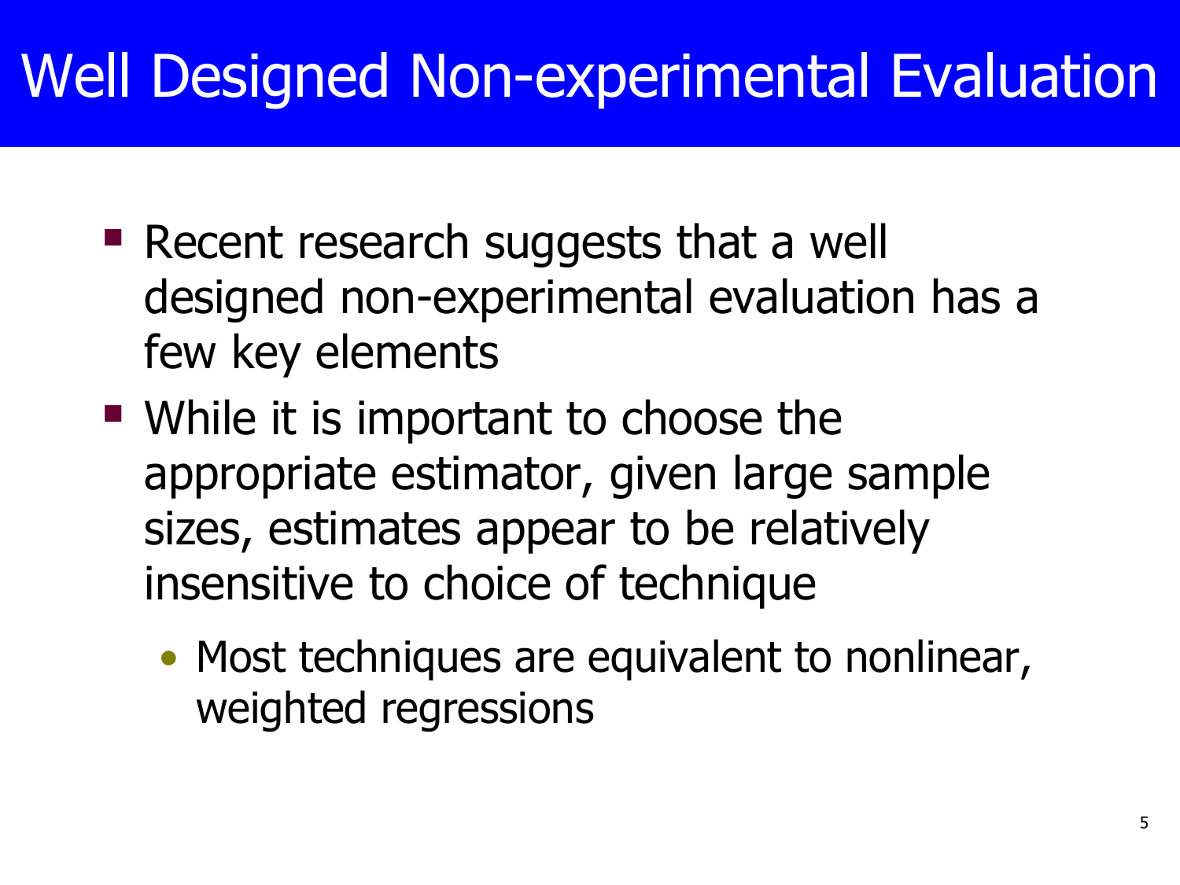# Well Designed Non-experimental Evaluation

- Recent research suggests that a well designed non-experimental evaluation has a few key elements
- While it is important to choose the appropriate estimator, given large sample sizes, estimates appear to be relatively insensitive to choice of technique
  - Most techniques are equivalent to nonlinear, weighted regressions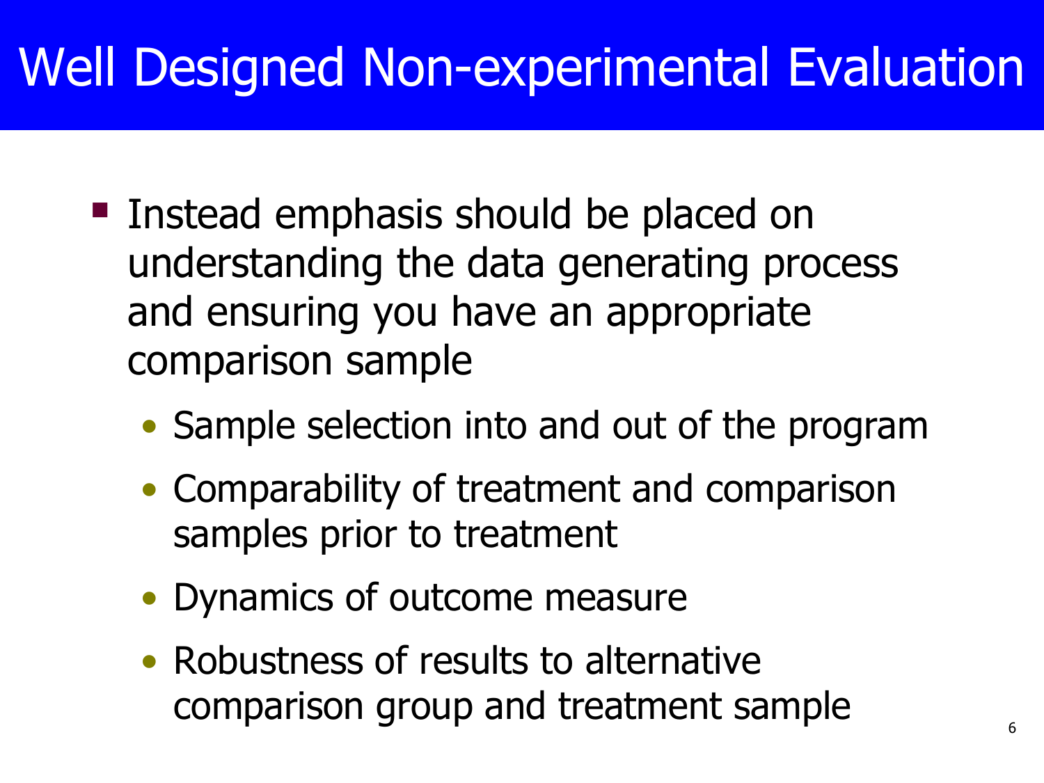# Well Designed Non-experimental Evaluation

- Instead emphasis should be placed on understanding the data generating process and ensuring you have an appropriate comparison sample
  - Sample selection into and out of the program
  - Comparability of treatment and comparison samples prior to treatment
  - Dynamics of outcome measure
  - Robustness of results to alternative comparison group and treatment sample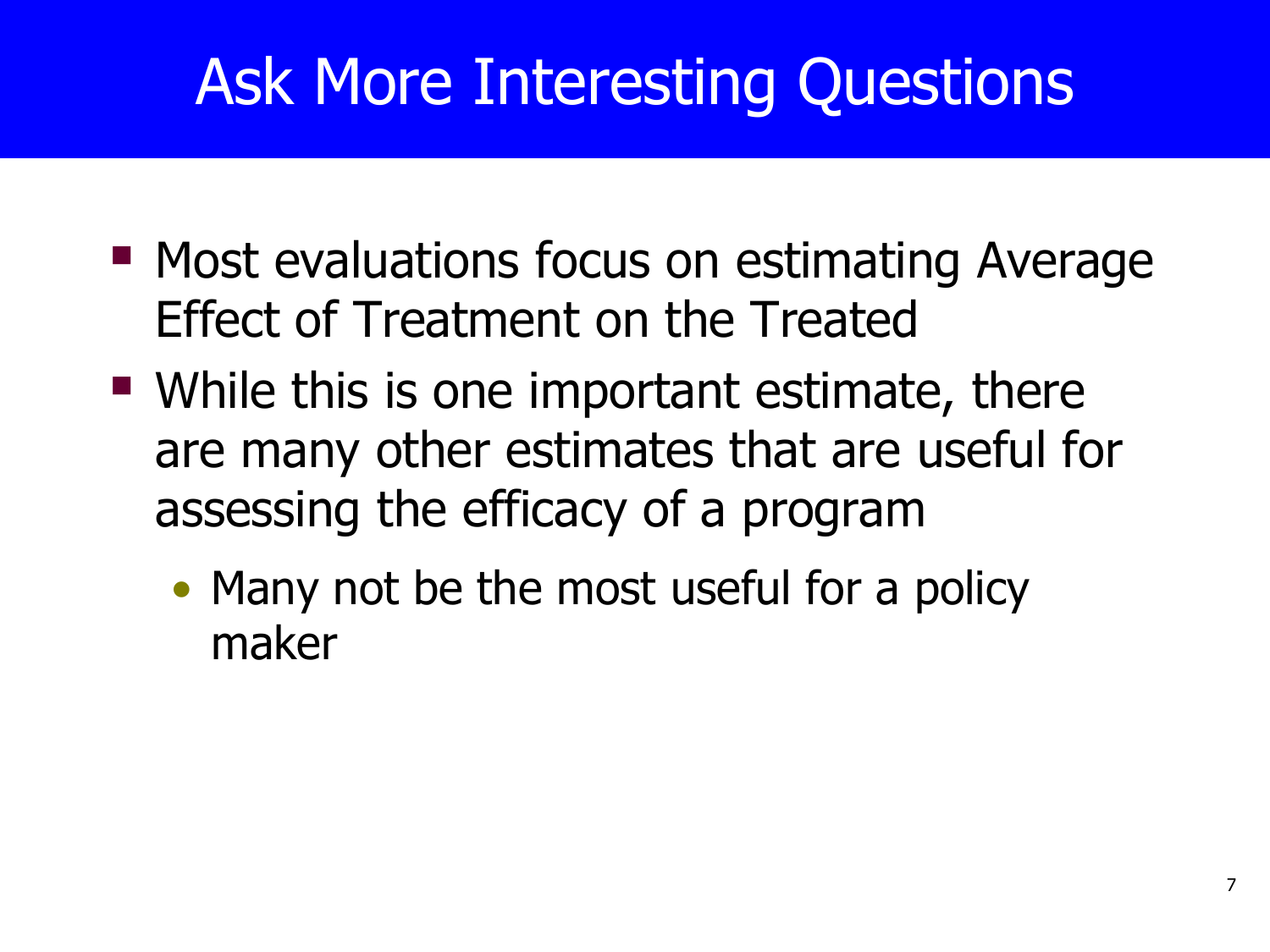# Ask More Interesting Questions

- Most evaluations focus on estimating Average Effect of Treatment on the Treated
- While this is one important estimate, there are many other estimates that are useful for assessing the efficacy of a program
  - Many not be the most useful for a policy maker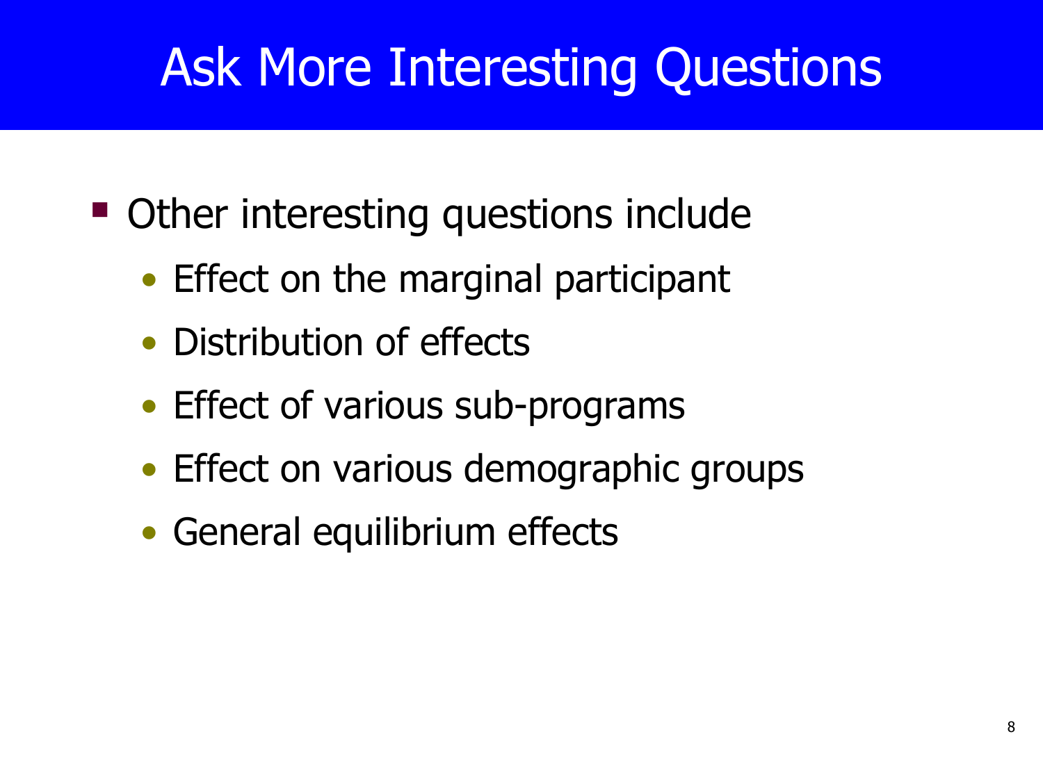# Ask More Interesting Questions

- Other interesting questions include
  - Effect on the marginal participant
  - Distribution of effects
  - Effect of various sub-programs
  - Effect on various demographic groups
  - General equilibrium effects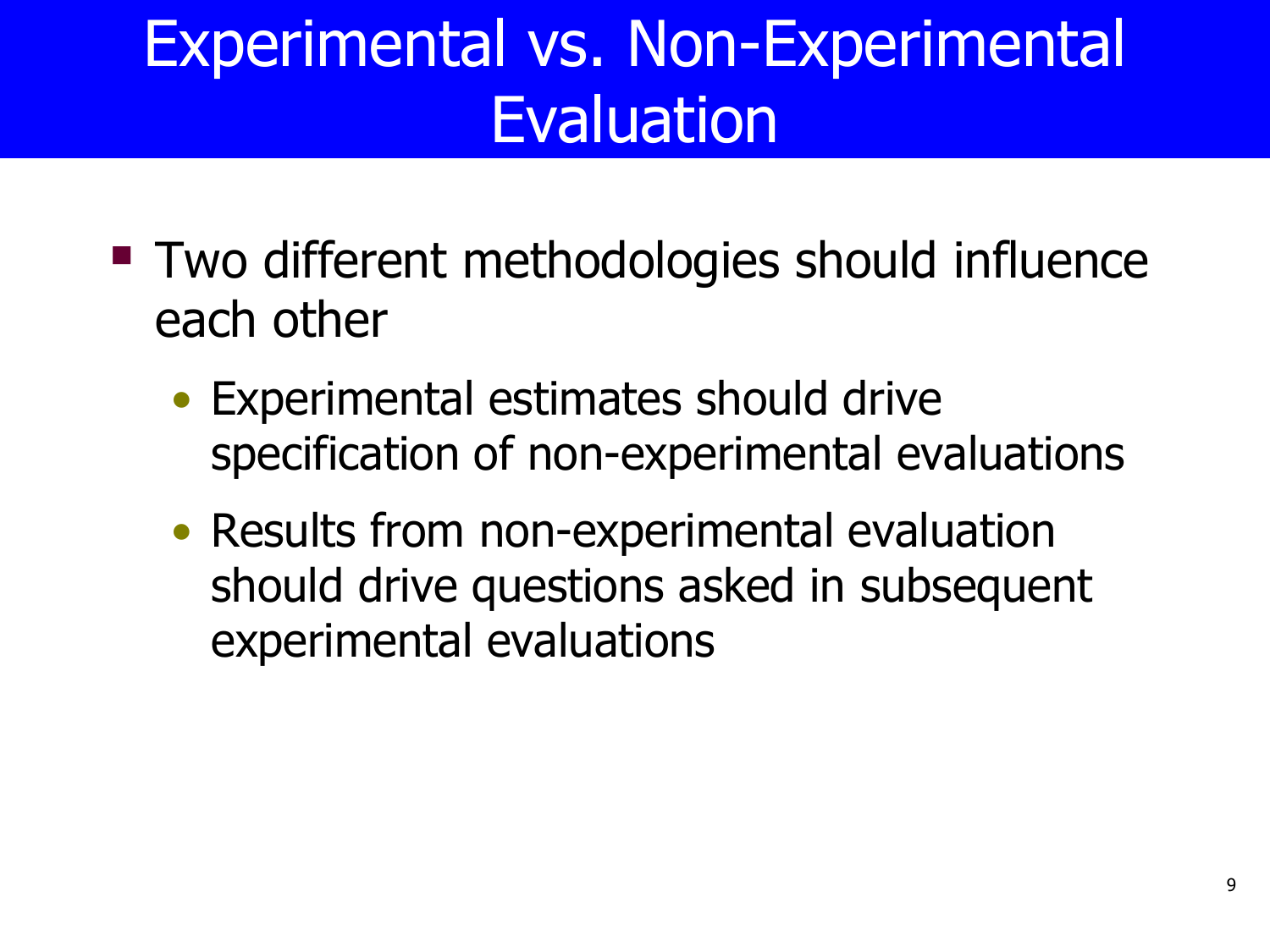# Experimental vs. Non-Experimental Evaluation

- Two different methodologies should influence each other
  - Experimental estimates should drive specification of non-experimental evaluations
  - Results from non-experimental evaluation should drive questions asked in subsequent experimental evaluations